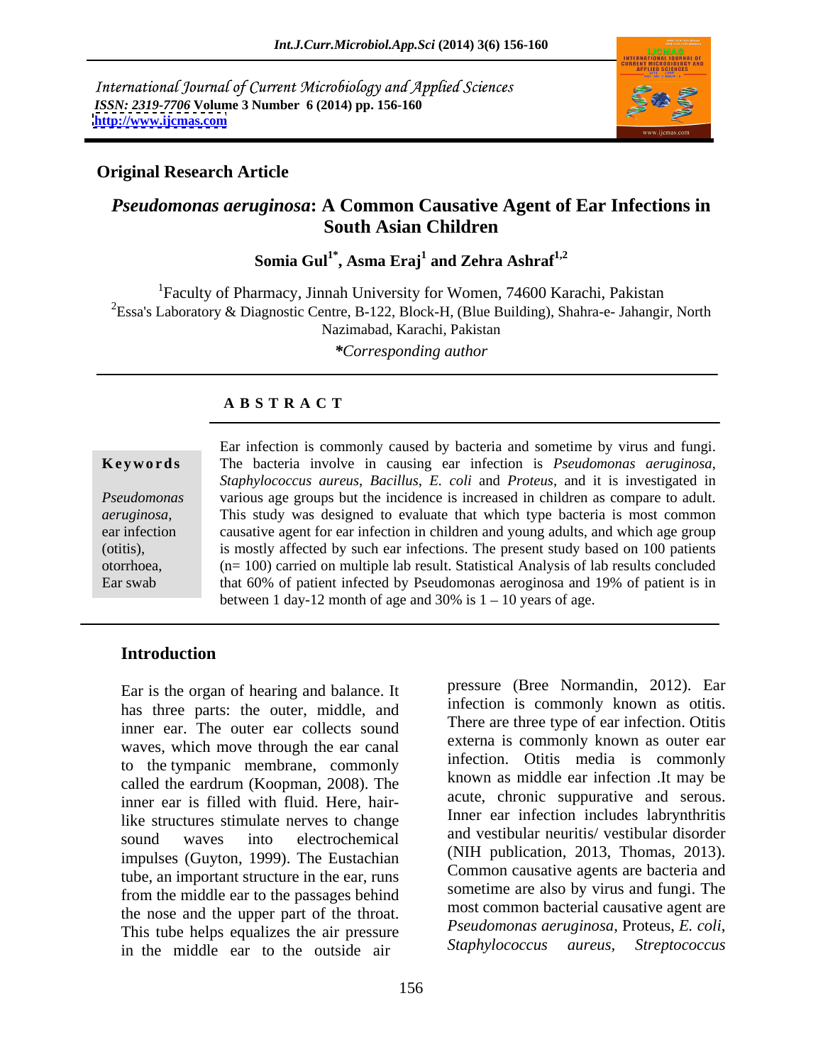International Journal of Current Microbiology and Applied Sciences
*ISSN: 2319-7706* **Volume 3 Number 6 (2014) pp. 156-160**
**http://www.ijcmas.com**

**Original Research Article**

# *Pseudomonas aeruginosa*: A Common Causative Agent of Ear Infections in South Asian Children

**Somia Gul[1*], Asma Eraj[1] and Zehra Ashraf[1,2]**

[1]Faculty of Pharmacy, Jinnah University for Women, 74600 Karachi, Pakistan
[2]Essa's Laboratory & Diagnostic Centre, B-122, Block-H, (Blue Building), Shahra-e- Jahangir, North Nazimabad, Karachi, Pakistan

*\*Corresponding author*

## ABSTRACT

**Keywords**

*Pseudomonas aeruginosa,* ear infection (otitis), otorrhoea, Ear swab

Ear infection is commonly caused by bacteria and sometime by virus and fungi. The bacteria involve in causing ear infection is *Pseudomonas aeruginosa*, *Staphylococcus aureus*, *Bacillus*, *E. coli* and *Proteus*, and it is investigated in various age groups but the incidence is increased in children as compare to adult. This study was designed to evaluate that which type bacteria is most common causative agent for ear infection in children and young adults, and which age group is mostly affected by such ear infections. The present study based on 100 patients (n= 100) carried on multiple lab result. Statistical Analysis of lab results concluded that 60% of patient infected by Pseudomonas aeroginosa and 19% of patient is in between 1 day-12 month of age and 30% is 1 – 10 years of age.

## Introduction

Ear is the organ of hearing and balance. It has three parts: the outer, middle, and inner ear. The outer ear collects sound waves, which move through the ear canal to the tympanic membrane, commonly called the eardrum (Koopman, 2008). The inner ear is filled with fluid. Here, hair-like structures stimulate nerves to change sound waves into electrochemical impulses (Guyton, 1999). The Eustachian tube, an important structure in the ear, runs from the middle ear to the passages behind the nose and the upper part of the throat. This tube helps equalizes the air pressure in the middle ear to the outside air pressure (Bree Normandin, 2012). Ear infection is commonly known as otitis. There are three type of ear infection. Otitis externa is commonly known as outer ear infection. Otitis media is commonly known as middle ear infection .It may be acute, chronic suppurative and serous. Inner ear infection includes labrynthritis and vestibular neuritis/ vestibular disorder (NIH publication, 2013, Thomas, 2013). Common causative agents are bacteria and sometime are also by virus and fungi. The most common bacterial causative agent are *Pseudomonas aeruginosa*, Proteus, *E. coli*, *Staphylococcus aureus*, *Streptococcus*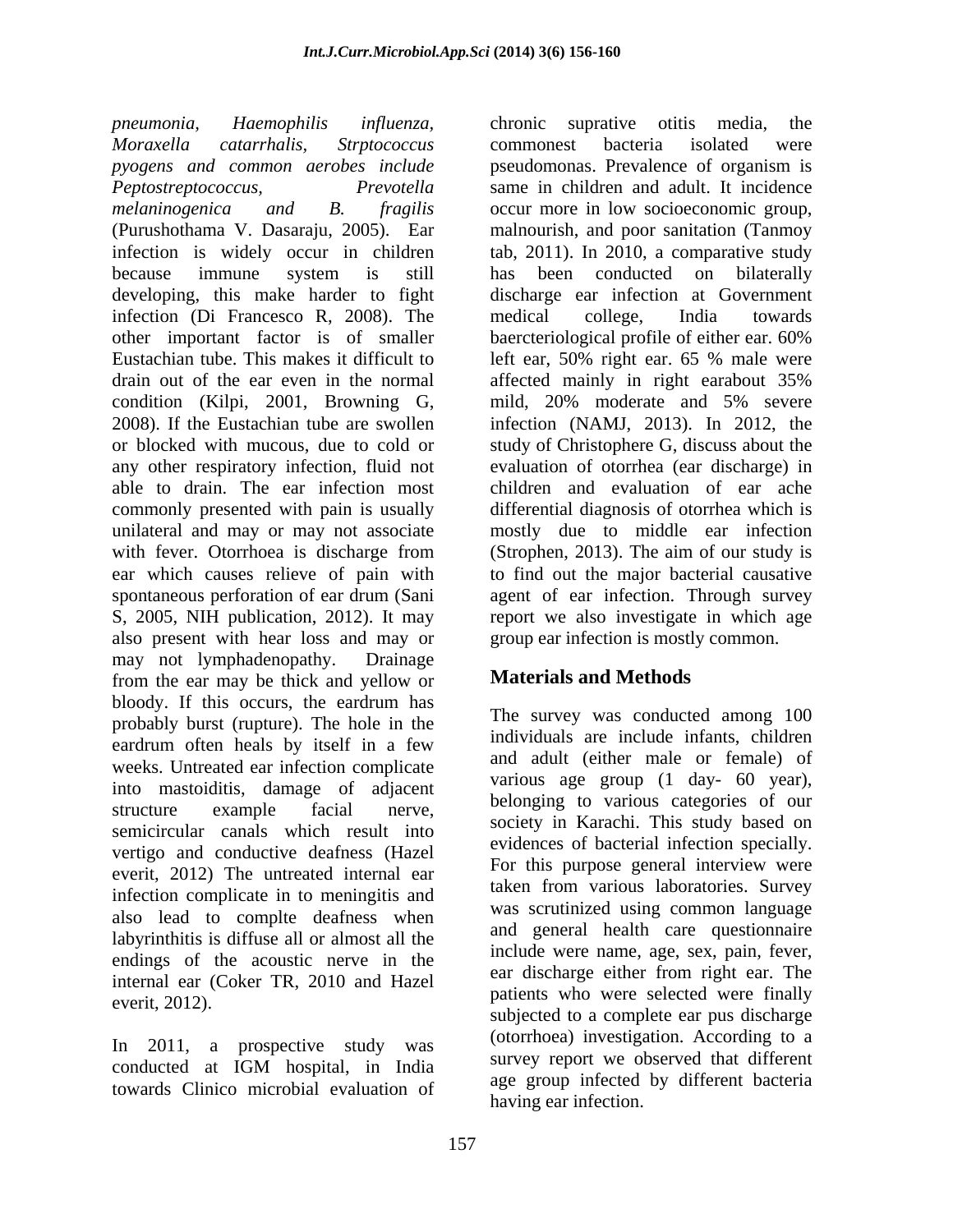*pneumonia, Haemophilis influenza, Moraxella catarrhalis, Strptococcus pyogens and common aerobes include Peptostreptococcus, Prevotella melaninogenica and B. fragilis* (Purushothama V. Dasaraju, 2005). Ear infection is widely occur in children because immune system is still developing, this make harder to fight infection (Di Francesco R, 2008). The other important factor is of smaller Eustachian tube. This makes it difficult to drain out of the ear even in the normal condition (Kilpi, 2001, Browning G, 2008). If the Eustachian tube are swollen or blocked with mucous, due to cold or any other respiratory infection, fluid not able to drain. The ear infection most commonly presented with pain is usually unilateral and may or may not associate with fever. Otorrhoea is discharge from ear which causes relieve of pain with spontaneous perforation of ear drum (Sani S, 2005, NIH publication, 2012). It may also present with hear loss and may or may not lymphadenopathy. Drainage from the ear may be thick and yellow or bloody. If this occurs, the eardrum has probably burst (rupture). The hole in the eardrum often heals by itself in a few weeks. Untreated ear infection complicate into mastoiditis, damage of adjacent structure example facial nerve, semicircular canals which result into vertigo and conductive deafness (Hazel everit, 2012) The untreated internal ear infection complicate in to meningitis and also lead to complte deafness when labyrinthitis is diffuse all or almost all the endings of the acoustic nerve in the internal ear (Coker TR, 2010 and Hazel everit, 2012).

In 2011, a prospective study was conducted at IGM hospital, in India towards Clinico microbial evaluation of chronic suprative otitis media, the commonest bacteria isolated were pseudomonas. Prevalence of organism is same in children and adult. It incidence occur more in low socioeconomic group, malnourish, and poor sanitation (Tanmoy tab, 2011). In 2010, a comparative study has been conducted on bilaterally discharge ear infection at Government medical college, India towards baercteriological profile of either ear. 60% left ear, 50% right ear. 65 % male were affected mainly in right earabout 35% mild, 20% moderate and 5% severe infection (NAMJ, 2013). In 2012, the study of Christophere G, discuss about the evaluation of otorrhea (ear discharge) in children and evaluation of ear ache differential diagnosis of otorrhea which is mostly due to middle ear infection (Strophen, 2013). The aim of our study is to find out the major bacterial causative agent of ear infection. Through survey report we also investigate in which age group ear infection is mostly common.

## Materials and Methods

The survey was conducted among 100 individuals are include infants, children and adult (either male or female) of various age group (1 day- 60 year), belonging to various categories of our society in Karachi. This study based on evidences of bacterial infection specially. For this purpose general interview were taken from various laboratories. Survey was scrutinized using common language and general health care questionnaire include were name, age, sex, pain, fever, ear discharge either from right ear. The patients who were selected were finally subjected to a complete ear pus discharge (otorrhoea) investigation. According to a survey report we observed that different age group infected by different bacteria having ear infection.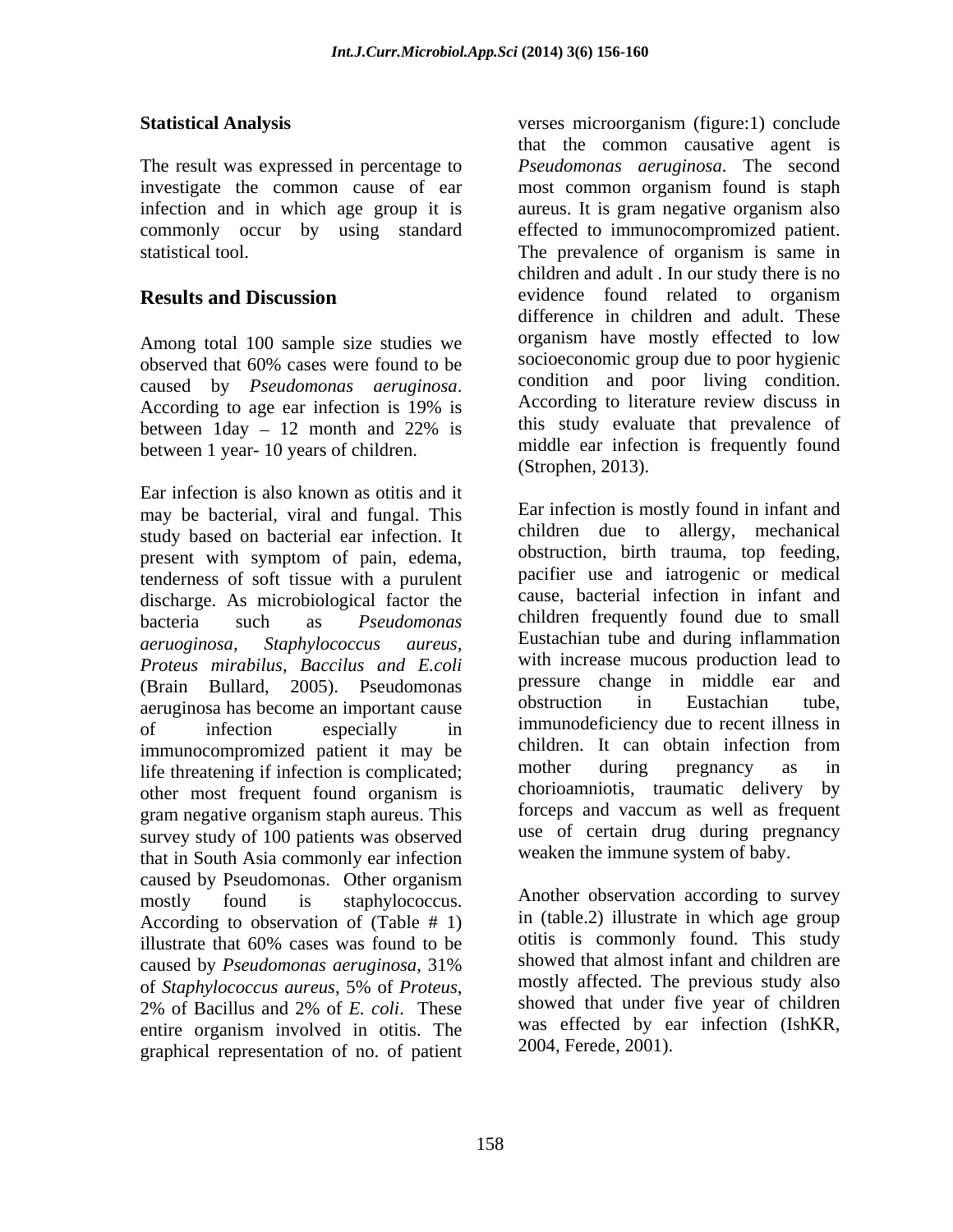## Statistical Analysis

The result was expressed in percentage to investigate the common cause of ear infection and in which age group it is commonly occur by using standard statistical tool.

## Results and Discussion

Among total 100 sample size studies we observed that 60% cases were found to be caused by *Pseudomonas aeruginosa*. According to age ear infection is 19% is between 1day – 12 month and 22% is between 1 year- 10 years of children.

Ear infection is also known as otitis and it may be bacterial, viral and fungal. This study based on bacterial ear infection. It present with symptom of pain, edema, tenderness of soft tissue with a purulent discharge. As microbiological factor the bacteria such as *Pseudomonas aeruoginosa, Staphylococcus aureus, Proteus mirabilus, Baccilus and E.coli* (Brain Bullard, 2005). Pseudomonas aeruginosa has become an important cause of infection especially in immunocompromized patient it may be life threatening if infection is complicated; other most frequent found organism is gram negative organism staph aureus. This survey study of 100 patients was observed that in South Asia commonly ear infection caused by Pseudomonas. Other organism mostly found is staphylococcus. According to observation of (Table # 1) illustrate that 60% cases was found to be caused by *Pseudomonas aeruginosa*, 31% of *Staphylococcus aureus*, 5% of *Proteus*, 2% of Bacillus and 2% of *E. coli*. These entire organism involved in otitis. The graphical representation of no. of patient verses microorganism (figure:1) conclude that the common causative agent is *Pseudomonas aeruginosa*. The second most common organism found is staph aureus. It is gram negative organism also effected to immunocompromized patient. The prevalence of organism is same in children and adult . In our study there is no evidence found related to organism difference in children and adult. These organism have mostly effected to low socioeconomic group due to poor hygienic condition and poor living condition. According to literature review discuss in this study evaluate that prevalence of middle ear infection is frequently found (Strophen, 2013).

Ear infection is mostly found in infant and children due to allergy, mechanical obstruction, birth trauma, top feeding, pacifier use and iatrogenic or medical cause, bacterial infection in infant and children frequently found due to small Eustachian tube and during inflammation with increase mucous production lead to pressure change in middle ear and obstruction in Eustachian tube, immunodeficiency due to recent illness in children. It can obtain infection from mother during pregnancy as in chorioamniotis, traumatic delivery by forceps and vaccum as well as frequent use of certain drug during pregnancy weaken the immune system of baby.

Another observation according to survey in (table.2) illustrate in which age group otitis is commonly found. This study showed that almost infant and children are mostly affected. The previous study also showed that under five year of children was effected by ear infection (IshKR, 2004, Ferede, 2001).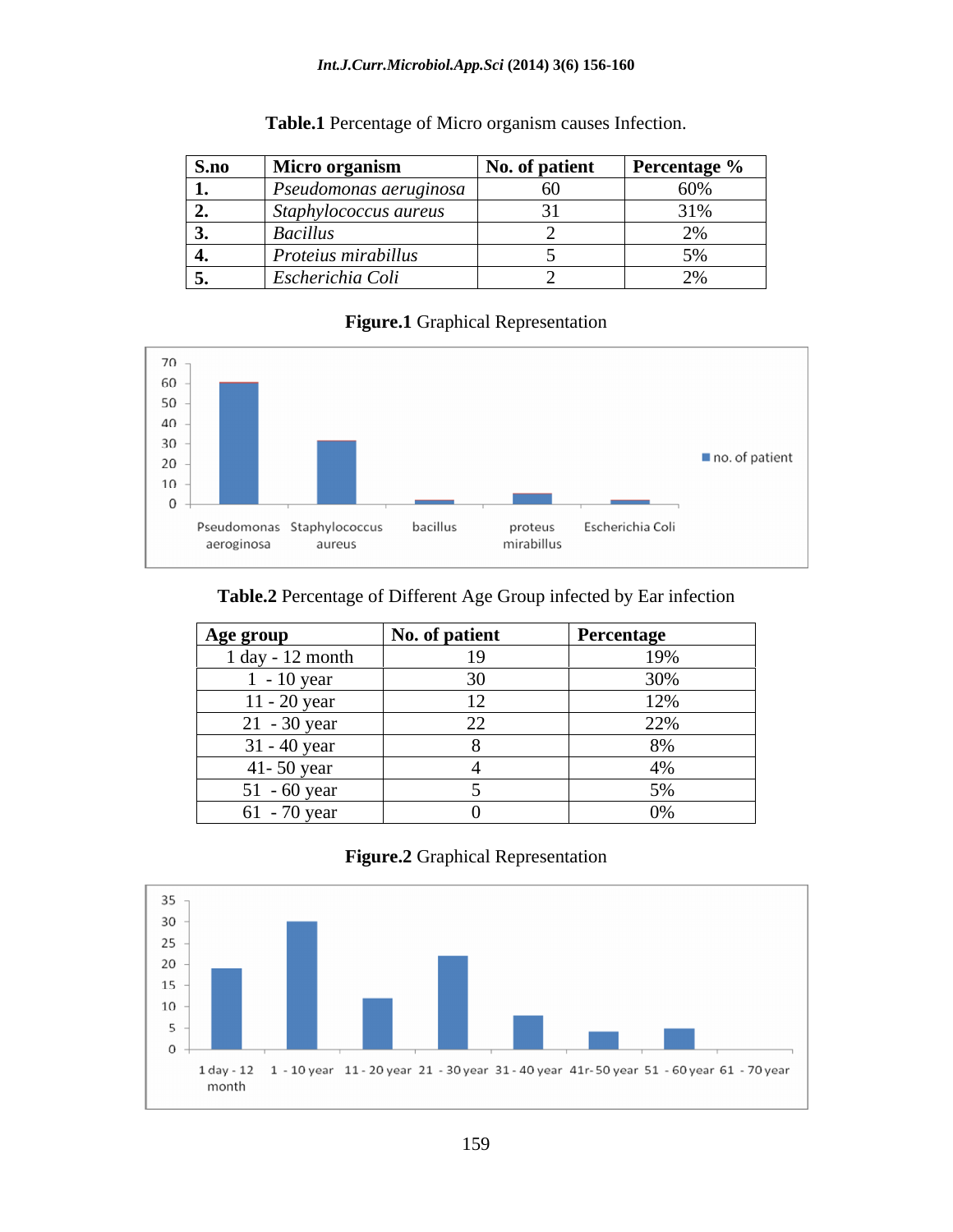**Table.1** Percentage of Micro organism causes Infection.

| S.no | Micro organism | No. of patient | Percentage % |
|---|---|---|---|
| 1. | *Pseudomonas aeruginosa* | 60 | 60% |
| 2. | *Staphylococcus aureus* | 31 | 31% |
| 3. | *Bacillus* | 2 | 2% |
| 4. | *Proteius mirabillus* | 5 | 5% |
| 5. | *Escherichia Coli* | 2 | 2% |

**Figure.1** Graphical Representation

**Table.2** Percentage of Different Age Group infected by Ear infection

| Age group | No. of patient | Percentage |
|---|---|---|
| 1 day - 12 month | 19 | 19% |
| 1 - 10 year | 30 | 30% |
| 11 - 20 year | 12 | 12% |
| 21 - 30 year | 22 | 22% |
| 31 - 40 year | 8 | 8% |
| 41- 50 year | 4 | 4% |
| 51 - 60 year | 5 | 5% |
| 61 - 70 year | 0 | 0% |

**Figure.2** Graphical Representation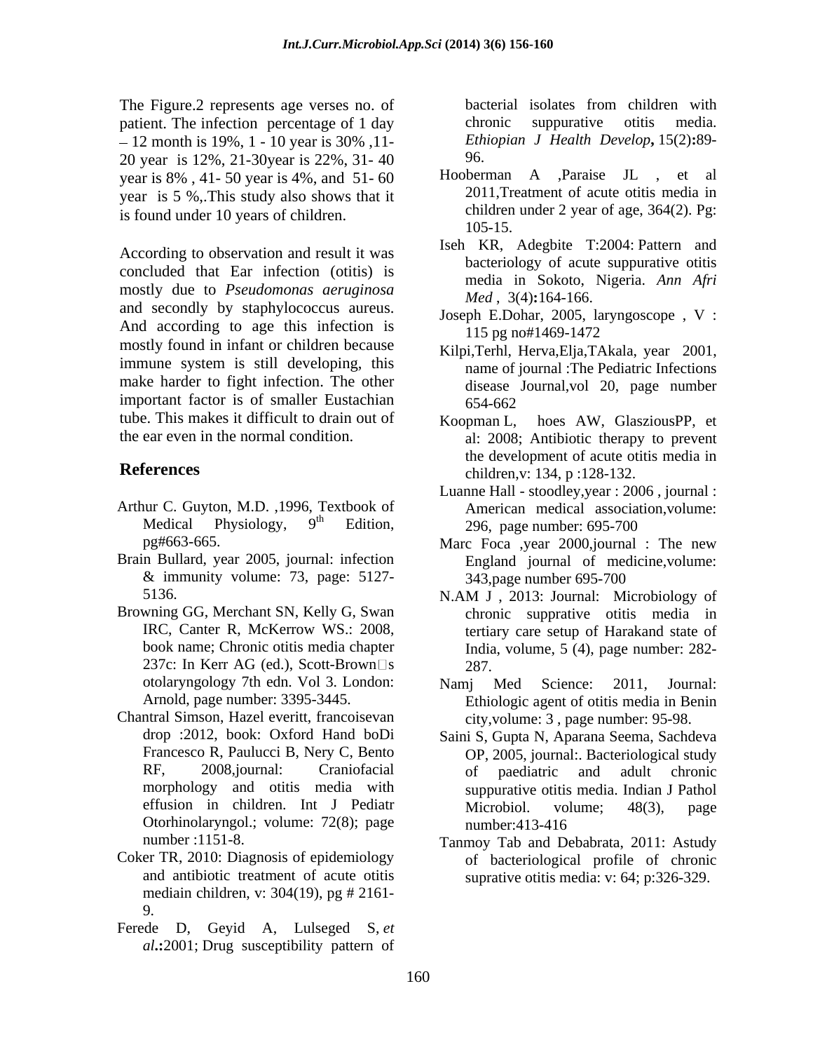The Figure.2 represents age verses no. of patient. The infection percentage of 1 day – 12 month is 19%, 1 - 10 year is 30% ,11-20 year is 12%, 21-30year is 22%, 31- 40 year is 8% , 41- 50 year is 4%, and 51- 60 year is 5 %,.This study also shows that it is found under 10 years of children.

According to observation and result it was concluded that Ear infection (otitis) is mostly due to *Pseudomonas aeruginosa* and secondly by staphylococcus aureus. And according to age this infection is mostly found in infant or children because immune system is still developing, this make harder to fight infection. The other important factor is of smaller Eustachian tube. This makes it difficult to drain out of the ear even in the normal condition.

## References

Arthur C. Guyton, M.D. ,1996, Textbook of Medical Physiology, 9th Edition, pg#663-665.

Brain Bullard, year 2005, journal: infection & immunity volume: 73, page: 5127-5136.

Browning GG, Merchant SN, Kelly G, Swan IRC, Canter R, McKerrow WS.: 2008, book name; Chronic otitis media chapter 237c: In Kerr AG (ed.), Scott-Brown□s otolaryngology 7th edn. Vol 3. London: Arnold, page number: 3395-3445.

Chantral Simson, Hazel everitt, francoisevan drop :2012, book: Oxford Hand boDi Francesco R, Paulucci B, Nery C, Bento RF, 2008,journal: Craniofacial morphology and otitis media with effusion in children. Int J Pediatr Otorhinolaryngol.; volume: 72(8); page number :1151-8.

Coker TR, 2010: Diagnosis of epidemiology and antibiotic treatment of acute otitis mediain children, v: 304(19), pg # 2161-9.

Ferede D, Geyid A, Lulseged S, *et al.***:**2001; Drug susceptibility pattern of bacterial isolates from children with chronic suppurative otitis media. *Ethiopian J Health Develop***,** 15(2)**:**89-96.

Hooberman A ,Paraise JL , et al 2011,Treatment of acute otitis media in children under 2 year of age, 364(2). Pg: 105-15.

Iseh KR, Adegbite T:2004: Pattern and bacteriology of acute suppurative otitis media in Sokoto, Nigeria. *Ann Afri Med* , 3(4)**:**164-166.

Joseph E.Dohar, 2005, laryngoscope , V : 115 pg no#1469-1472

Kilpi,Terhl, Herva,Elja,TAkala, year 2001, name of journal :The Pediatric Infections disease Journal,vol 20, page number 654-662

Koopman L, hoes AW, GlasziousPP, et al: 2008; Antibiotic therapy to prevent the development of acute otitis media in children,v: 134, p :128-132.

Luanne Hall - stoodley,year : 2006 , journal : American medical association,volume: 296, page number: 695-700

Marc Foca ,year 2000,journal : The new England journal of medicine,volume: 343,page number 695-700

N.AM J , 2013: Journal: Microbiology of chronic suppratice otitis media in tertiary care setup of Harakand state of India, volume, 5 (4), page number: 282-287.

Namj Med Science: 2011, Journal: Ethiologic agent of otitis media in Benin city,volume: 3 , page number: 95-98.

Saini S, Gupta N, Aparana Seema, Sachdeva OP, 2005, journal:. Bacteriological study of paediatric and adult chronic suppurative otitis media. Indian J Pathol Microbiol. volume; 48(3), page number:413-416

Tanmoy Tab and Debabrata, 2011: Astudy of bacteriological profile of chronic suprative otitis media: v: 64; p:326-329.